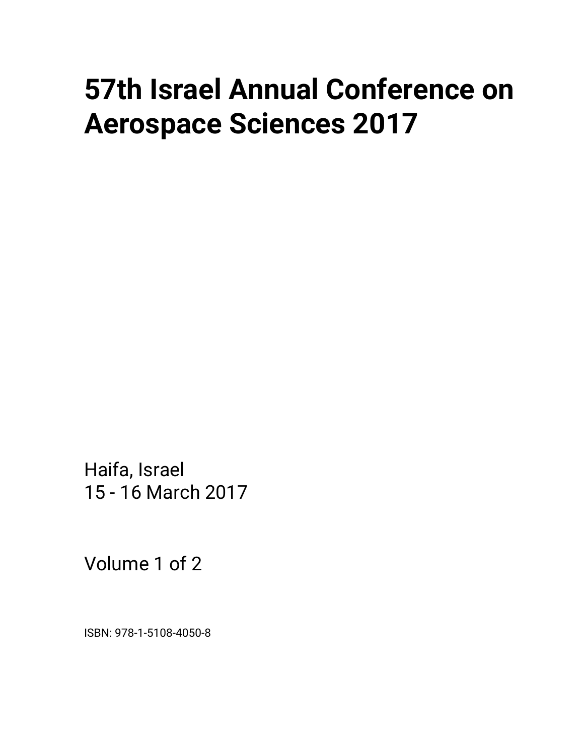# 57th Israel Annual Conference on Aerospace Sciences 2017

Haifa, Israel
15 - 16 March 2017

Volume 1 of 2

ISBN: 978-1-5108-4050-8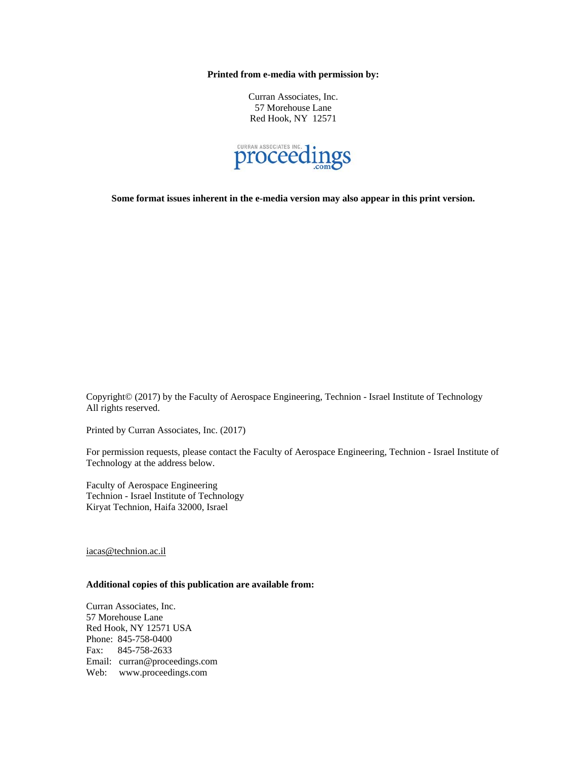**Printed from e-media with permission by:**

Curran Associates, Inc.
57 Morehouse Lane
Red Hook, NY 12571

CURRAN ASSOCIATES INC. proceedings .com

**Some format issues inherent in the e-media version may also appear in this print version.**

Copyright© (2017) by the Faculty of Aerospace Engineering, Technion - Israel Institute of Technology
All rights reserved.

Printed by Curran Associates, Inc. (2017)

For permission requests, please contact the Faculty of Aerospace Engineering, Technion - Israel Institute of Technology at the address below.

Faculty of Aerospace Engineering
Technion - Israel Institute of Technology
Kiryat Technion, Haifa 32000, Israel

iacas@technion.ac.il

**Additional copies of this publication are available from:**

Curran Associates, Inc.
57 Morehouse Lane
Red Hook, NY 12571 USA
Phone: 845-758-0400
Fax: 845-758-2633
Email: curran@proceedings.com
Web: www.proceedings.com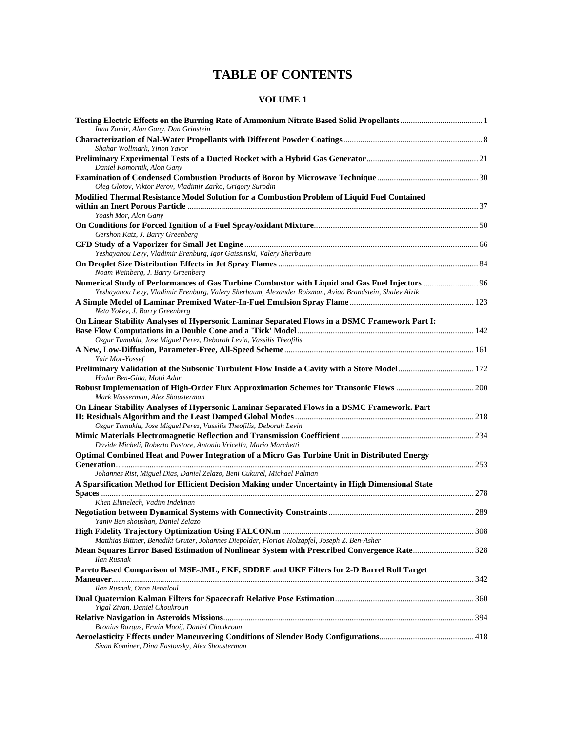# TABLE OF CONTENTS

## VOLUME 1

**Testing Electric Effects on the Burning Rate of Ammonium Nitrate Based Solid Propellants** ....... 1
*Inna Zamir, Alon Gany, Dan Grinstein*

**Characterization of Nal-Water Propellants with Different Powder Coatings** ....... 8
*Shahar Wollmark, Yinon Yavor*

**Preliminary Experimental Tests of a Ducted Rocket with a Hybrid Gas Generator** ....... 21
*Daniel Komornik, Alon Gany*

**Examination of Condensed Combustion Products of Boron by Microwave Technique** ....... 30
*Oleg Glotov, Viktor Perov, Vladimir Zarko, Grigory Surodin*

**Modified Thermal Resistance Model Solution for a Combustion Problem of Liquid Fuel Contained within an Inert Porous Particle** ....... 37
*Yoash Mor, Alon Gany*

**On Conditions for Forced Ignition of a Fuel Spray/oxidant Mixture** ....... 50
*Gershon Katz, J. Barry Greenberg*

**CFD Study of a Vaporizer for Small Jet Engine** ....... 66
*Yeshayahou Levy, Vladimir Erenburg, Igor Gaissinski, Valery Sherbaum*

**On Droplet Size Distribution Effects in Jet Spray Flames** ....... 84
*Noam Weinberg, J. Barry Greenberg*

**Numerical Study of Performances of Gas Turbine Combustor with Liquid and Gas Fuel Injectors** ....... 96
*Yeshayahou Levy, Vladimir Erenburg, Valery Sherbaum, Alexander Roizman, Aviad Brandstein, Shalev Aizik*

**A Simple Model of Laminar Premixed Water-In-Fuel Emulsion Spray Flame** ....... 123
*Neta Yokev, J. Barry Greenberg*

**On Linear Stability Analyses of Hypersonic Laminar Separated Flows in a DSMC Framework Part I: Base Flow Computations in a Double Cone and a 'Tick' Model** ....... 142
*Ozgur Tumuklu, Jose Miguel Perez, Deborah Levin, Vassilis Theofilis*

**A New, Low-Diffusion, Parameter-Free, All-Speed Scheme** ....... 161
*Yair Mor-Yossef*

**Preliminary Validation of the Subsonic Turbulent Flow Inside a Cavity with a Store Model** ....... 172
*Hadar Ben-Gida, Motti Adar*

**Robust Implementation of High-Order Flux Approximation Schemes for Transonic Flows** ....... 200
*Mark Wasserman, Alex Shousterman*

**On Linear Stability Analyses of Hypersonic Laminar Separated Flows in a DSMC Framework. Part II: Residuals Algorithm and the Least Damped Global Modes** ....... 218
*Ozgur Tumuklu, Jose Miguel Perez, Vassilis Theofilis, Deborah Levin*

**Mimic Materials Electromagnetic Reflection and Transmission Coefficient** ....... 234
*Davide Micheli, Roberto Pastore, Antonio Vricella, Mario Marchetti*

**Optimal Combined Heat and Power Integration of a Micro Gas Turbine Unit in Distributed Energy Generation** ....... 253
*Johannes Rist, Miguel Dias, Daniel Zelazo, Beni Cukurel, Michael Palman*

**A Sparsification Method for Efficient Decision Making under Uncertainty in High Dimensional State Spaces** ....... 278
*Khen Elimelech, Vadim Indelman*

**Negotiation between Dynamical Systems with Connectivity Constraints** ....... 289
*Yaniv Ben shoushan, Daniel Zelazo*

**High Fidelity Trajectory Optimization Using FALCON.m** ....... 308
*Matthias Bittner, Benedikt Gruter, Johannes Diepolder, Florian Holzapfel, Joseph Z. Ben-Asher*

**Mean Squares Error Based Estimation of Nonlinear System with Prescribed Convergence Rate** ....... 328
*Ilan Rusnak*

**Pareto Based Comparison of MSE-JML, EKF, SDDRE and UKF Filters for 2-D Barrel Roll Target Maneuver** ....... 342
*Ilan Rusnak, Oron Benaloul*

**Dual Quaternion Kalman Filters for Spacecraft Relative Pose Estimation** ....... 360
*Yigal Zivan, Daniel Choukroun*

**Relative Navigation in Asteroids Missions** ....... 394
*Bronius Razgus, Erwin Mooij, Daniel Choukroun*

**Aeroelasticity Effects under Maneuvering Conditions of Slender Body Configurations** ....... 418
*Sivan Kominer, Dina Fastovsky, Alex Shousterman*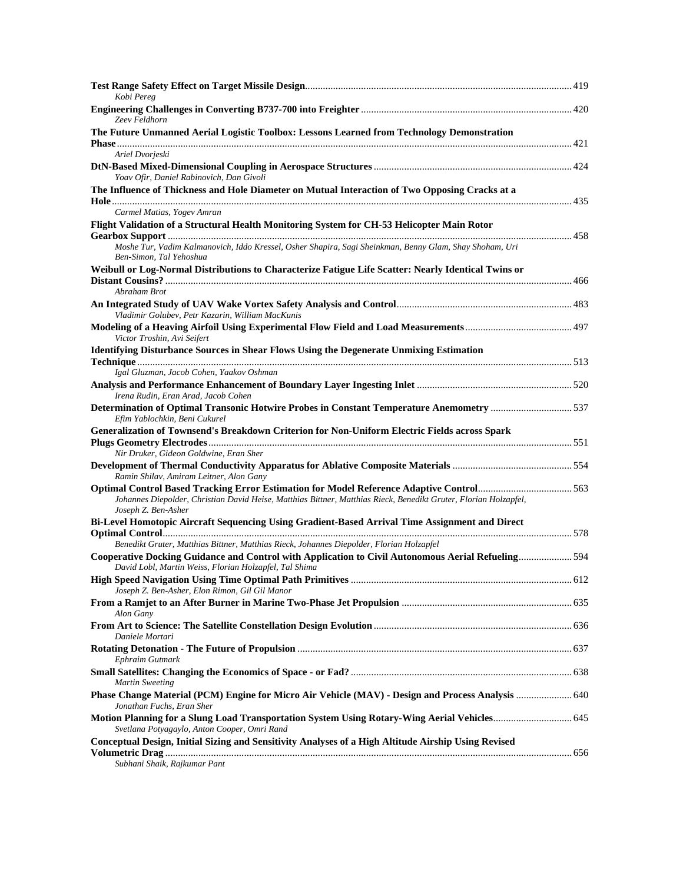**Test Range Safety Effect on Target Missile Design** ... 419
*Kobi Pereg*

**Engineering Challenges in Converting B737-700 into Freighter** ... 420
*Zeev Feldhorn*

**The Future Unmanned Aerial Logistic Toolbox: Lessons Learned from Technology Demonstration Phase** ... 421
*Ariel Dvorjeski*

**DtN-Based Mixed-Dimensional Coupling in Aerospace Structures** ... 424
*Yoav Ofir, Daniel Rabinovich, Dan Givoli*

**The Influence of Thickness and Hole Diameter on Mutual Interaction of Two Opposing Cracks at a Hole** ... 435
*Carmel Matias, Yogev Amran*

**Flight Validation of a Structural Health Monitoring System for CH-53 Helicopter Main Rotor Gearbox Support** ... 458
*Moshe Tur, Vadim Kalmanovich, Iddo Kressel, Osher Shapira, Sagi Sheinkman, Benny Glam, Shay Shoham, Uri Ben-Simon, Tal Yehoshua*

**Weibull or Log-Normal Distributions to Characterize Fatigue Life Scatter: Nearly Identical Twins or Distant Cousins?** ... 466
*Abraham Brot*

**An Integrated Study of UAV Wake Vortex Safety Analysis and Control** ... 483
*Vladimir Golubev, Petr Kazarin, William MacKunis*

**Modeling of a Heaving Airfoil Using Experimental Flow Field and Load Measurements** ... 497
*Victor Troshin, Avi Seifert*

**Identifying Disturbance Sources in Shear Flows Using the Degenerate Unmixing Estimation Technique** ... 513
*Igal Gluzman, Jacob Cohen, Yaakov Oshman*

**Analysis and Performance Enhancement of Boundary Layer Ingesting Inlet** ... 520
*Irena Rudin, Eran Arad, Jacob Cohen*

**Determination of Optimal Transonic Hotwire Probes in Constant Temperature Anemometry** ... 537
*Efim Yablochkin, Beni Cukurel*

**Generalization of Townsend's Breakdown Criterion for Non-Uniform Electric Fields across Spark Plugs Geometry Electrodes** ... 551
*Nir Druker, Gideon Goldwine, Eran Sher*

**Development of Thermal Conductivity Apparatus for Ablative Composite Materials** ... 554
*Ramin Shilav, Amiram Leitner, Alon Gany*

**Optimal Control Based Tracking Error Estimation for Model Reference Adaptive Control** ... 563
*Johannes Diepolder, Christian David Heise, Matthias Bittner, Matthias Rieck, Benedikt Gruter, Florian Holzapfel, Joseph Z. Ben-Asher*

**Bi-Level Homotopic Aircraft Sequencing Using Gradient-Based Arrival Time Assignment and Direct Optimal Control** ... 578
*Benedikt Gruter, Matthias Bittner, Matthias Rieck, Johannes Diepolder, Florian Holzapfel*

**Cooperative Docking Guidance and Control with Application to Civil Autonomous Aerial Refueling** ... 594
*David Lobl, Martin Weiss, Florian Holzapfel, Tal Shima*

**High Speed Navigation Using Time Optimal Path Primitives** ... 612
*Joseph Z. Ben-Asher, Elon Rimon, Gil Gil Manor*

**From a Ramjet to an After Burner in Marine Two-Phase Jet Propulsion** ... 635
*Alon Gany*

**From Art to Science: The Satellite Constellation Design Evolution** ... 636
*Daniele Mortari*

**Rotating Detonation - The Future of Propulsion** ... 637
*Ephraim Gutmark*

**Small Satellites: Changing the Economics of Space - or Fad?** ... 638
*Martin Sweeting*

**Phase Change Material (PCM) Engine for Micro Air Vehicle (MAV) - Design and Process Analysis** ... 640
*Jonathan Fuchs, Eran Sher*

**Motion Planning for a Slung Load Transportation System Using Rotary-Wing Aerial Vehicles** ... 645
*Svetlana Potyagaylo, Anton Cooper, Omri Rand*

**Conceptual Design, Initial Sizing and Sensitivity Analyses of a High Altitude Airship Using Revised Volumetric Drag** ... 656
*Subhani Shaik, Rajkumar Pant*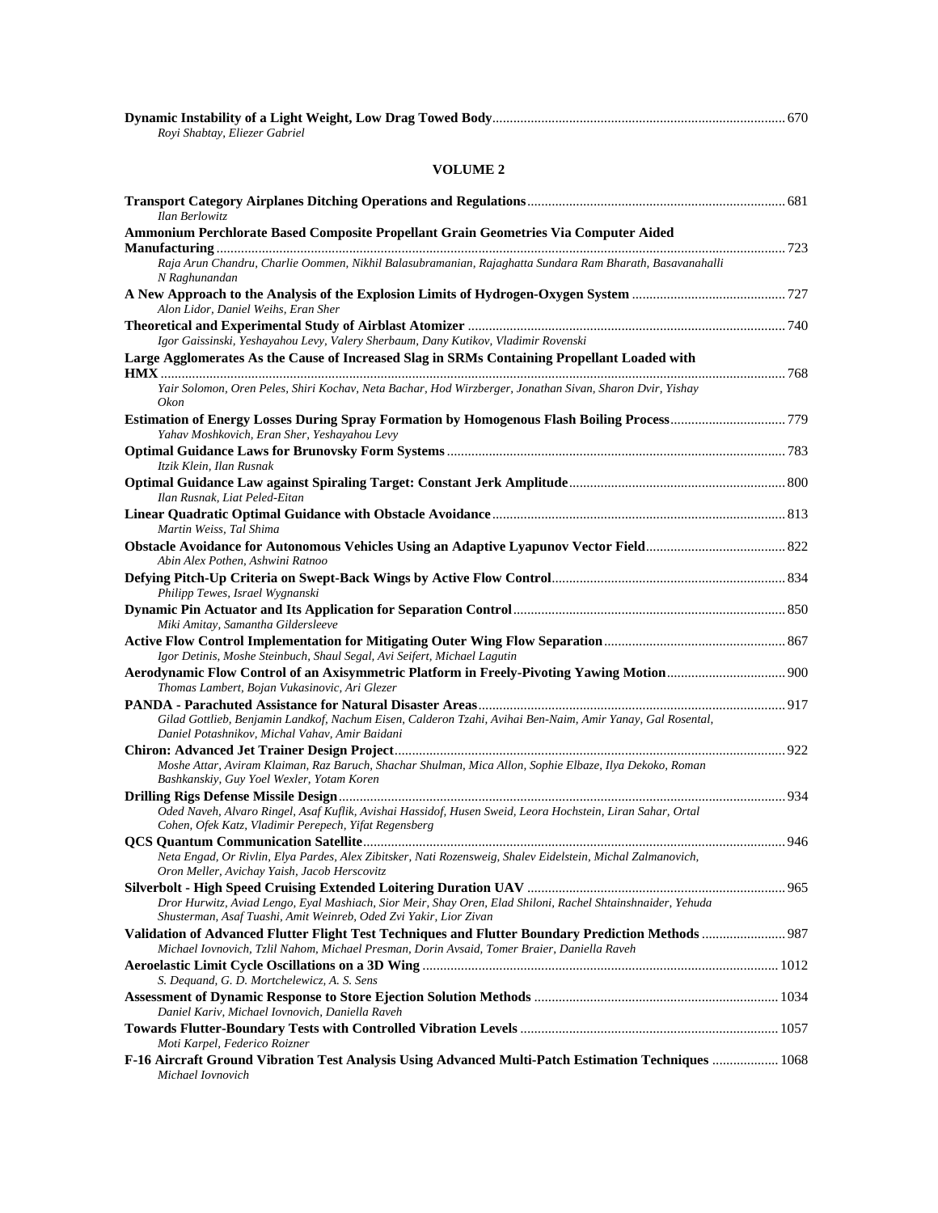**Dynamic Instability of a Light Weight, Low Drag Towed Body** ........ 670
*Royi Shabtay, Eliezer Gabriel*

## VOLUME 2

**Transport Category Airplanes Ditching Operations and Regulations** ........ 681
*Ilan Berlowitz*

**Ammonium Perchlorate Based Composite Propellant Grain Geometries Via Computer Aided Manufacturing** ........ 723
*Raja Arun Chandru, Charlie Oommen, Nikhil Balasubramanian, Rajaghatta Sundara Ram Bharath, Basavanahalli N Raghunandan*

**A New Approach to the Analysis of the Explosion Limits of Hydrogen-Oxygen System** ........ 727
*Alon Lidor, Daniel Weihs, Eran Sher*

**Theoretical and Experimental Study of Airblast Atomizer** ........ 740
*Igor Gaissinski, Yeshayahou Levy, Valery Sherbaum, Dany Kutikov, Vladimir Rovenski*

**Large Agglomerates As the Cause of Increased Slag in SRMs Containing Propellant Loaded with HMX** ........ 768
*Yair Solomon, Oren Peles, Shiri Kochav, Neta Bachar, Hod Wirzberger, Jonathan Sivan, Sharon Dvir, Yishay Okon*

**Estimation of Energy Losses During Spray Formation by Homogenous Flash Boiling Process** ........ 779
*Yahav Moshkovich, Eran Sher, Yeshayahou Levy*

**Optimal Guidance Laws for Brunovsky Form Systems** ........ 783
*Itzik Klein, Ilan Rusnak*

**Optimal Guidance Law against Spiraling Target: Constant Jerk Amplitude** ........ 800
*Ilan Rusnak, Liat Peled-Eitan*

**Linear Quadratic Optimal Guidance with Obstacle Avoidance** ........ 813
*Martin Weiss, Tal Shima*

**Obstacle Avoidance for Autonomous Vehicles Using an Adaptive Lyapunov Vector Field** ........ 822
*Abin Alex Pothen, Ashwini Ratnoo*

**Defying Pitch-Up Criteria on Swept-Back Wings by Active Flow Control** ........ 834
*Philipp Tewes, Israel Wygnanski*

**Dynamic Pin Actuator and Its Application for Separation Control** ........ 850
*Miki Amitay, Samantha Gildersleeve*

**Active Flow Control Implementation for Mitigating Outer Wing Flow Separation** ........ 867
*Igor Detinis, Moshe Steinbuch, Shaul Segal, Avi Seifert, Michael Lagutin*

**Aerodynamic Flow Control of an Axisymmetric Platform in Freely-Pivoting Yawing Motion** ........ 900
*Thomas Lambert, Bojan Vukasinovic, Ari Glezer*

**PANDA - Parachuted Assistance for Natural Disaster Areas** ........ 917
*Gilad Gottlieb, Benjamin Landkof, Nachum Eisen, Calderon Tzahi, Avihai Ben-Naim, Amir Yanay, Gal Rosental, Daniel Potashnikov, Michal Vahav, Amir Baidani*

**Chiron: Advanced Jet Trainer Design Project** ........ 922
*Moshe Attar, Aviram Klaiman, Raz Baruch, Shachar Shulman, Mica Allon, Sophie Elbaze, Ilya Dekoko, Roman Bashkanskiy, Guy Yoel Wexler, Yotam Koren*

**Drilling Rigs Defense Missile Design** ........ 934
*Oded Naveh, Alvaro Ringel, Asaf Kuflik, Avishai Hassidof, Husen Sweid, Leora Hochstein, Liran Sahar, Ortal Cohen, Ofek Katz, Vladimir Perepech, Yifat Regensberg*

**QCS Quantum Communication Satellite** ........ 946
*Neta Engad, Or Rivlin, Elya Pardes, Alex Zibitsker, Nati Rozensweig, Shalev Eidelstein, Michal Zalmanovich, Oron Meller, Avichay Yaish, Jacob Herscovitz*

**Silverbolt - High Speed Cruising Extended Loitering Duration UAV** ........ 965
*Dror Hurwitz, Aviad Lengo, Eyal Mashiach, Sior Meir, Shay Oren, Elad Shiloni, Rachel Shtainshnaider, Yehuda Shusterman, Asaf Tuashi, Amit Weinreb, Oded Zvi Yakir, Lior Zivan*

**Validation of Advanced Flutter Flight Test Techniques and Flutter Boundary Prediction Methods** ........ 987
*Michael Iovnovich, Tzlil Nahom, Michael Presman, Dorin Avsaid, Tomer Braier, Daniella Raveh*

**Aeroelastic Limit Cycle Oscillations on a 3D Wing** ........ 1012
*S. Dequand, G. D. Mortchelewicz, A. S. Sens*

**Assessment of Dynamic Response to Store Ejection Solution Methods** ........ 1034
*Daniel Kariv, Michael Iovnovich, Daniella Raveh*

**Towards Flutter-Boundary Tests with Controlled Vibration Levels** ........ 1057
*Moti Karpel, Federico Roizner*

**F-16 Aircraft Ground Vibration Test Analysis Using Advanced Multi-Patch Estimation Techniques** ........ 1068
*Michael Iovnovich*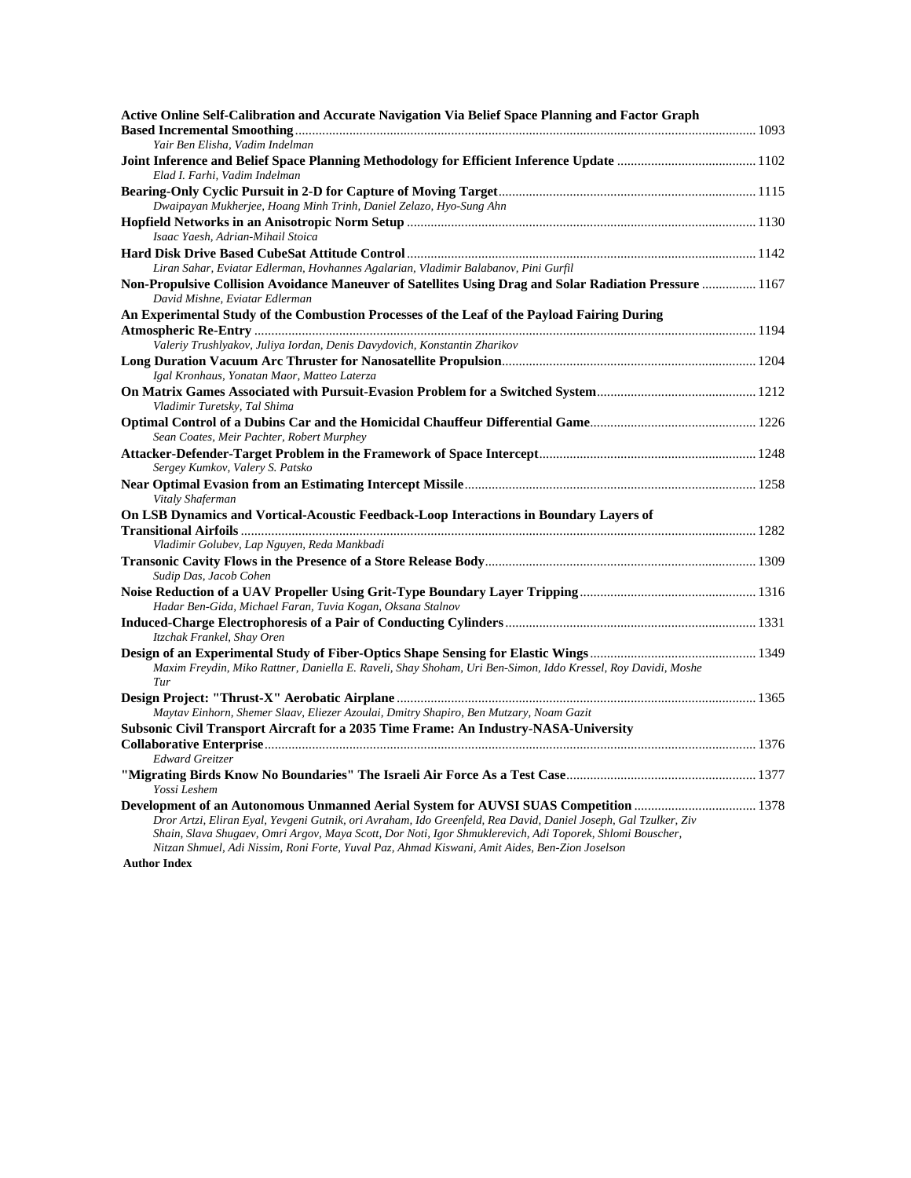**Active Online Self-Calibration and Accurate Navigation Via Belief Space Planning and Factor Graph Based Incremental Smoothing** ........ 1093
*Yair Ben Elisha, Vadim Indelman*

**Joint Inference and Belief Space Planning Methodology for Efficient Inference Update** ........ 1102
*Elad I. Farhi, Vadim Indelman*

**Bearing-Only Cyclic Pursuit in 2-D for Capture of Moving Target** ........ 1115
*Dwaipayan Mukherjee, Hoang Minh Trinh, Daniel Zelazo, Hyo-Sung Ahn*

**Hopfield Networks in an Anisotropic Norm Setup** ........ 1130
*Isaac Yaesh, Adrian-Mihail Stoica*

**Hard Disk Drive Based CubeSat Attitude Control** ........ 1142
*Liran Sahar, Eviatar Edlerman, Hovhannes Agalarian, Vladimir Balabanov, Pini Gurfil*

**Non-Propulsive Collision Avoidance Maneuver of Satellites Using Drag and Solar Radiation Pressure** ........ 1167
*David Mishne, Eviatar Edlerman*

**An Experimental Study of the Combustion Processes of the Leaf of the Payload Fairing During Atmospheric Re-Entry** ........ 1194
*Valeriy Trushlyakov, Juliya Iordan, Denis Davydovich, Konstantin Zharikov*

**Long Duration Vacuum Arc Thruster for Nanosatellite Propulsion** ........ 1204
*Igal Kronhaus, Yonatan Maor, Matteo Laterza*

**On Matrix Games Associated with Pursuit-Evasion Problem for a Switched System** ........ 1212
*Vladimir Turetsky, Tal Shima*

**Optimal Control of a Dubins Car and the Homicidal Chauffeur Differential Game** ........ 1226
*Sean Coates, Meir Pachter, Robert Murphey*

**Attacker-Defender-Target Problem in the Framework of Space Intercept** ........ 1248
*Sergey Kumkov, Valery S. Patsko*

**Near Optimal Evasion from an Estimating Intercept Missile** ........ 1258
*Vitaly Shaferman*

**On LSB Dynamics and Vortical-Acoustic Feedback-Loop Interactions in Boundary Layers of Transitional Airfoils** ........ 1282
*Vladimir Golubev, Lap Nguyen, Reda Mankbadi*

**Transonic Cavity Flows in the Presence of a Store Release Body** ........ 1309
*Sudip Das, Jacob Cohen*

**Noise Reduction of a UAV Propeller Using Grit-Type Boundary Layer Tripping** ........ 1316
*Hadar Ben-Gida, Michael Faran, Tuvia Kogan, Oksana Stalnov*

**Induced-Charge Electrophoresis of a Pair of Conducting Cylinders** ........ 1331
*Itzchak Frankel, Shay Oren*

**Design of an Experimental Study of Fiber-Optics Shape Sensing for Elastic Wings** ........ 1349
*Maxim Freydin, Miko Rattner, Daniella E. Raveli, Shay Shoham, Uri Ben-Simon, Iddo Kressel, Roy Davidi, Moshe Tur*

**Design Project: "Thrust-X" Aerobatic Airplane** ........ 1365
*Maytav Einhorn, Shemer Slaav, Eliezer Azoulai, Dmitry Shapiro, Ben Mutzary, Noam Gazit*

**Subsonic Civil Transport Aircraft for a 2035 Time Frame: An Industry-NASA-University Collaborative Enterprise** ........ 1376
*Edward Greitzer*

**"Migrating Birds Know No Boundaries" The Israeli Air Force As a Test Case** ........ 1377
*Yossi Leshem*

**Development of an Autonomous Unmanned Aerial System for AUVSI SUAS Competition** ........ 1378
*Dror Artzi, Eliran Eyal, Yevgeni Gutnik, ori Avraham, Ido Greenfeld, Rea David, Daniel Joseph, Gal Tzulker, Ziv Shain, Slava Shugaev, Omri Argov, Maya Scott, Dor Noti, Igor Shmuklerevich, Adi Toporek, Shlomi Bouscher, Nitzan Shmuel, Adi Nissim, Roni Forte, Yuval Paz, Ahmad Kiswani, Amit Aides, Ben-Zion Joselson*

**Author Index**